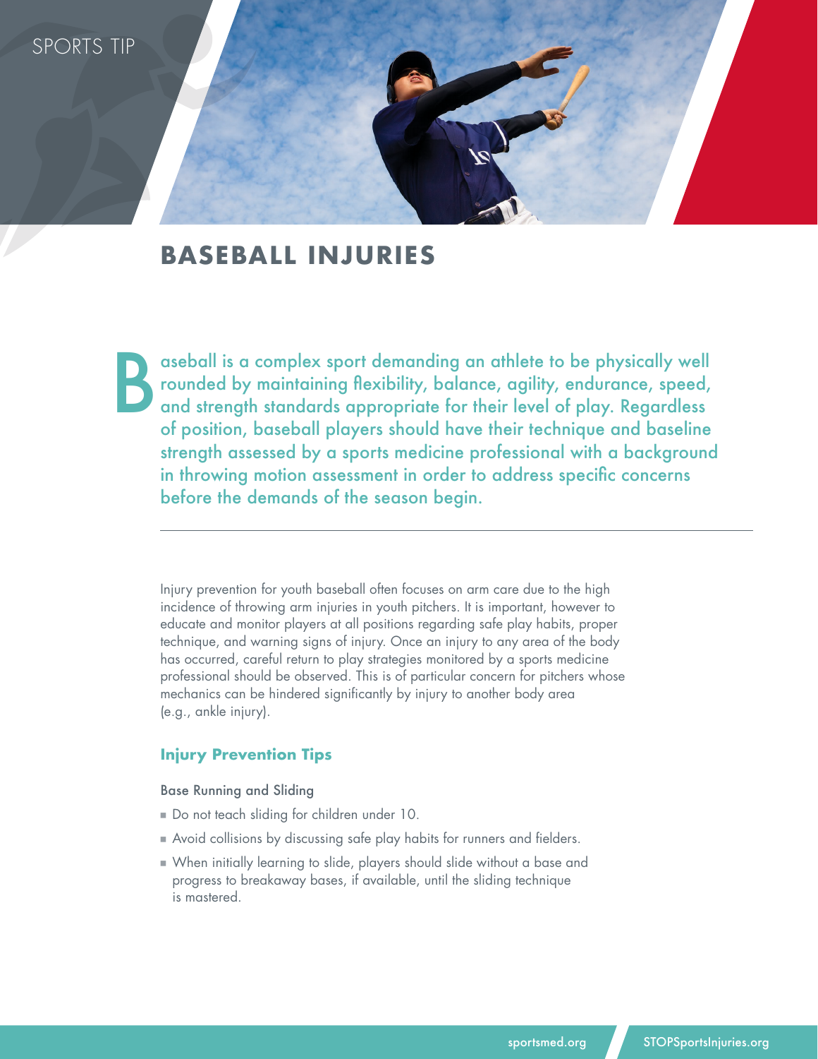SPORTS TIP

# BASEBALL INJURIES

Baseball is a complex sport demanding an athlete to be physically well rounded by maintaining flexibility, balance, agility, endurance, speed, and strength standards appropriate for their level of play. Regardless of position, baseball players should have their technique and baseline strength assessed by a sports medicine professional with a background in throwing motion assessment in order to address specific concerns before the demands of the season begin.

---

Injury prevention for youth baseball often focuses on arm care due to the high incidence of throwing arm injuries in youth pitchers. It is important, however to educate and monitor players at all positions regarding safe play habits, proper technique, and warning signs of injury. Once an injury to any area of the body has occurred, careful return to play strategies monitored by a sports medicine professional should be observed. This is of particular concern for pitchers whose mechanics can be hindered significantly by injury to another body area (e.g., ankle injury).

## Injury Prevention Tips

### Base Running and Sliding

- Do not teach sliding for children under 10.
- Avoid collisions by discussing safe play habits for runners and fielders.
- When initially learning to slide, players should slide without a base and progress to breakaway bases, if available, until the sliding technique is mastered.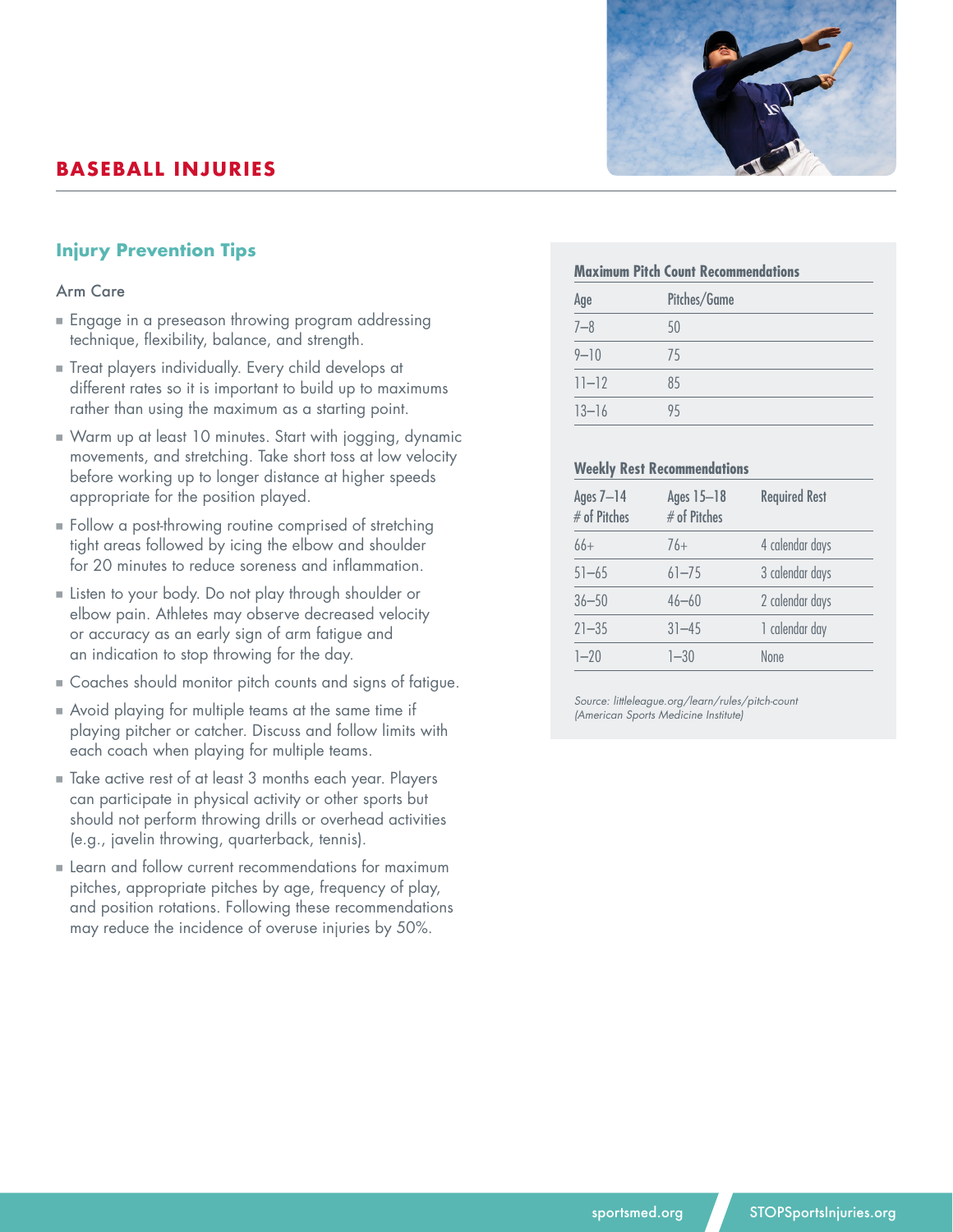# BASEBALL INJURIES

## Injury Prevention Tips

### Arm Care

- Engage in a preseason throwing program addressing technique, flexibility, balance, and strength.
- Treat players individually. Every child develops at different rates so it is important to build up to maximums rather than using the maximum as a starting point.
- Warm up at least 10 minutes. Start with jogging, dynamic movements, and stretching. Take short toss at low velocity before working up to longer distance at higher speeds appropriate for the position played.
- Follow a post-throwing routine comprised of stretching tight areas followed by icing the elbow and shoulder for 20 minutes to reduce soreness and inflammation.
- Listen to your body. Do not play through shoulder or elbow pain. Athletes may observe decreased velocity or accuracy as an early sign of arm fatigue and an indication to stop throwing for the day.
- Coaches should monitor pitch counts and signs of fatigue.
- Avoid playing for multiple teams at the same time if playing pitcher or catcher. Discuss and follow limits with each coach when playing for multiple teams.
- Take active rest of at least 3 months each year. Players can participate in physical activity or other sports but should not perform throwing drills or overhead activities (e.g., javelin throwing, quarterback, tennis).
- Learn and follow current recommendations for maximum pitches, appropriate pitches by age, frequency of play, and position rotations. Following these recommendations may reduce the incidence of overuse injuries by 50%.

**Maximum Pitch Count Recommendations**

| Age | Pitches/Game |
|---|---|
| 7–8 | 50 |
| 9–10 | 75 |
| 11–12 | 85 |
| 13–16 | 95 |

**Weekly Rest Recommendations**

| Ages 7–14 # of Pitches | Ages 15–18 # of Pitches | Required Rest |
|---|---|---|
| 66+ | 76+ | 4 calendar days |
| 51–65 | 61–75 | 3 calendar days |
| 36–50 | 46–60 | 2 calendar days |
| 21–35 | 31–45 | 1 calendar day |
| 1–20 | 1–30 | None |

*Source: littleleague.org/learn/rules/pitch-count (American Sports Medicine Institute)*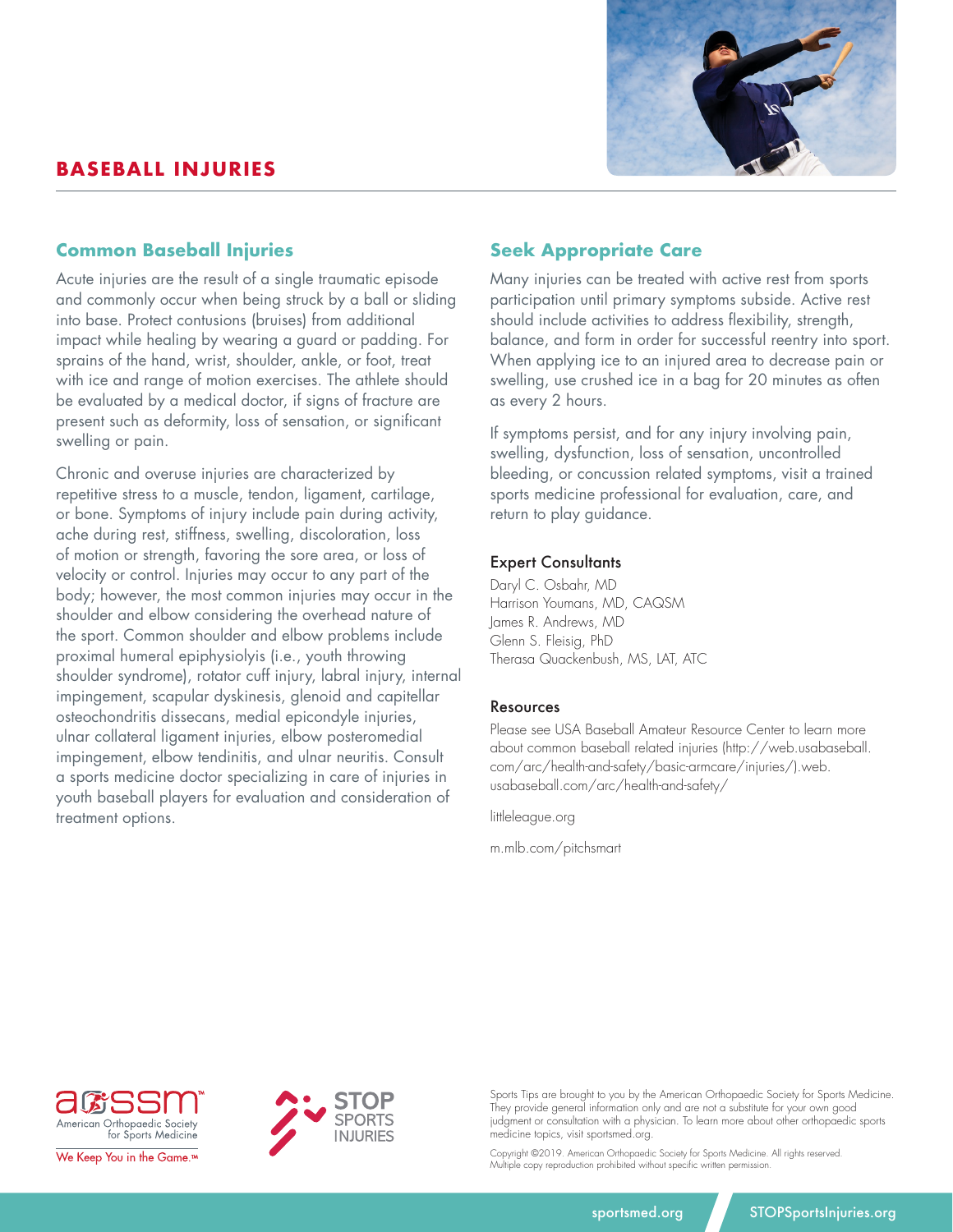# BASEBALL INJURIES

## Common Baseball Injuries

Acute injuries are the result of a single traumatic episode and commonly occur when being struck by a ball or sliding into base. Protect contusions (bruises) from additional impact while healing by wearing a guard or padding. For sprains of the hand, wrist, shoulder, ankle, or foot, treat with ice and range of motion exercises. The athlete should be evaluated by a medical doctor, if signs of fracture are present such as deformity, loss of sensation, or significant swelling or pain.

Chronic and overuse injuries are characterized by repetitive stress to a muscle, tendon, ligament, cartilage, or bone. Symptoms of injury include pain during activity, ache during rest, stiffness, swelling, discoloration, loss of motion or strength, favoring the sore area, or loss of velocity or control. Injuries may occur to any part of the body; however, the most common injuries may occur in the shoulder and elbow considering the overhead nature of the sport. Common shoulder and elbow problems include proximal humeral epiphysiolyis (i.e., youth throwing shoulder syndrome), rotator cuff injury, labral injury, internal impingement, scapular dyskinesis, glenoid and capitellar osteochondritis dissecans, medial epicondyle injuries, ulnar collateral ligament injuries, elbow posteromedial impingement, elbow tendinitis, and ulnar neuritis. Consult a sports medicine doctor specializing in care of injuries in youth baseball players for evaluation and consideration of treatment options.

## Seek Appropriate Care

Many injuries can be treated with active rest from sports participation until primary symptoms subside. Active rest should include activities to address flexibility, strength, balance, and form in order for successful reentry into sport. When applying ice to an injured area to decrease pain or swelling, use crushed ice in a bag for 20 minutes as often as every 2 hours.

If symptoms persist, and for any injury involving pain, swelling, dysfunction, loss of sensation, uncontrolled bleeding, or concussion related symptoms, visit a trained sports medicine professional for evaluation, care, and return to play guidance.

### Expert Consultants

Daryl C. Osbahr, MD
Harrison Youmans, MD, CAQSM
James R. Andrews, MD
Glenn S. Fleisig, PhD
Therasa Quackenbush, MS, LAT, ATC

### Resources

Please see USA Baseball Amateur Resource Center to learn more about common baseball related injuries (http://web.usabaseball.com/arc/health-and-safety/basic-armcare/injuries/).web.usabaseball.com/arc/health-and-safety/

littleleague.org

m.mlb.com/pitchsmart

American Orthopaedic Society for Sports Medicine
We Keep You in the Game.™

STOP SPORTS INJURIES

Sports Tips are brought to you by the American Orthopaedic Society for Sports Medicine. They provide general information only and are not a substitute for your own good judgment or consultation with a physician. To learn more about other orthopaedic sports medicine topics, visit sportsmed.org.

Copyright ©2019. American Orthopaedic Society for Sports Medicine. All rights reserved. Multiple copy reproduction prohibited without specific written permission.

sportsmed.org | STOPSportsInjuries.org